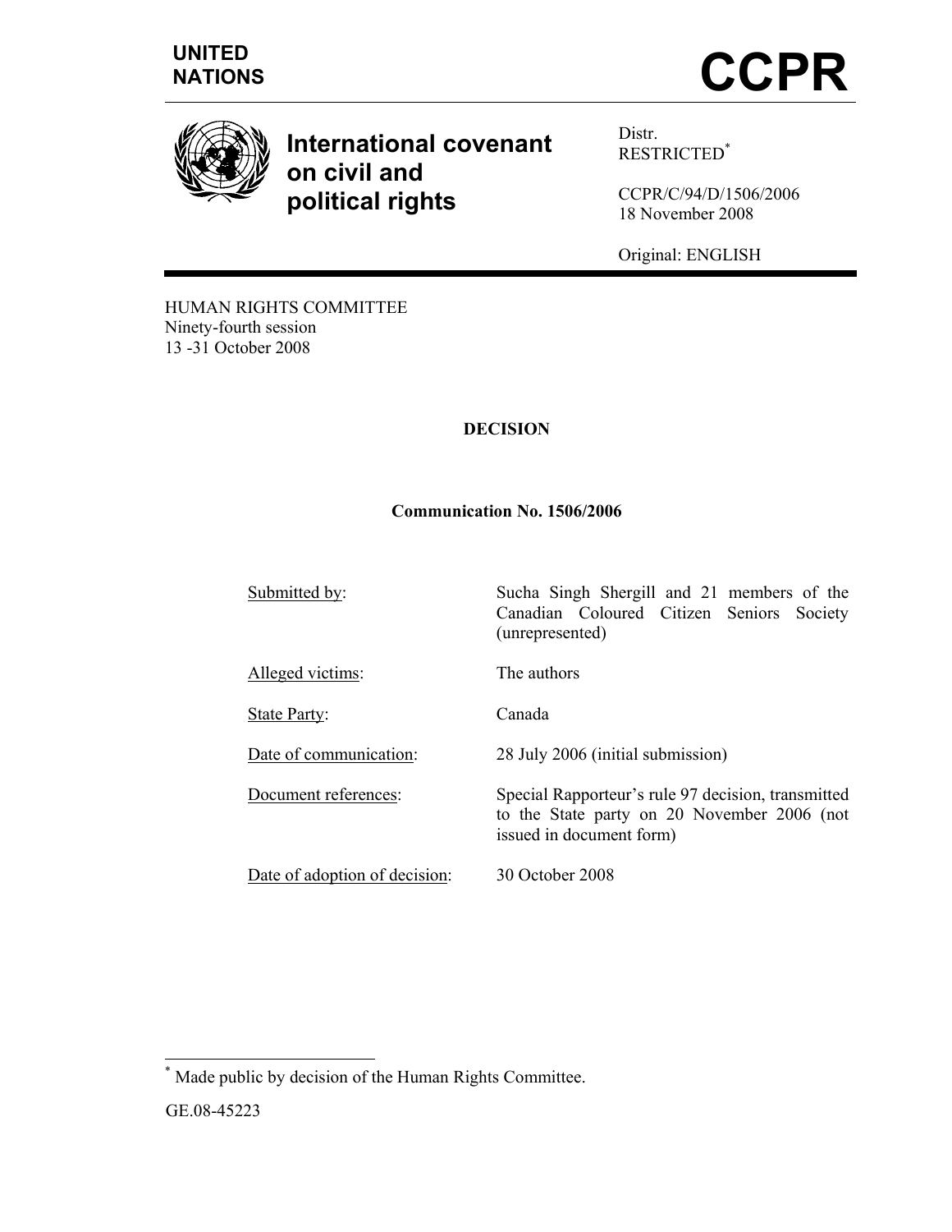UNITED NATIONS

# CCPR

## International covenant on civil and political rights

Distr.
RESTRICTED[*]

CCPR/C/94/D/1506/2006
18 November 2008

Original: ENGLISH

HUMAN RIGHTS COMMITTEE
Ninety-fourth session
13 -31 October 2008

**DECISION**

**Communication No. 1506/2006**

| | |
|---|---|
| Submitted by: | Sucha Singh Shergill and 21 members of the Canadian Coloured Citizen Seniors Society (unrepresented) |
| Alleged victims: | The authors |
| State Party: | Canada |
| Date of communication: | 28 July 2006 (initial submission) |
| Document references: | Special Rapporteur's rule 97 decision, transmitted to the State party on 20 November 2006 (not issued in document form) |
| Date of adoption of decision: | 30 October 2008 |

[*] Made public by decision of the Human Rights Committee.

GE.08-45223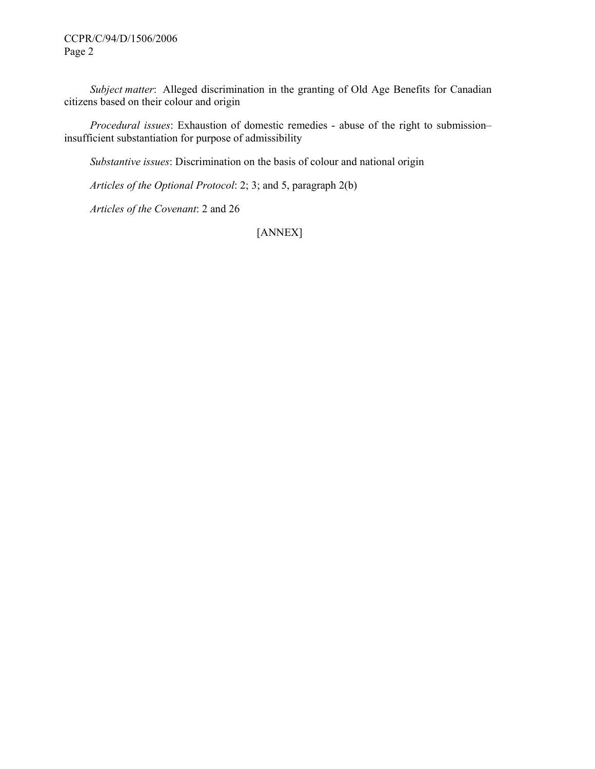*Subject matter*: Alleged discrimination in the granting of Old Age Benefits for Canadian citizens based on their colour and origin

*Procedural issues*: Exhaustion of domestic remedies - abuse of the right to submission– insufficient substantiation for purpose of admissibility

*Substantive issues*: Discrimination on the basis of colour and national origin

*Articles of the Optional Protocol*: 2; 3; and 5, paragraph 2(b)

*Articles of the Covenant*: 2 and 26

[ANNEX]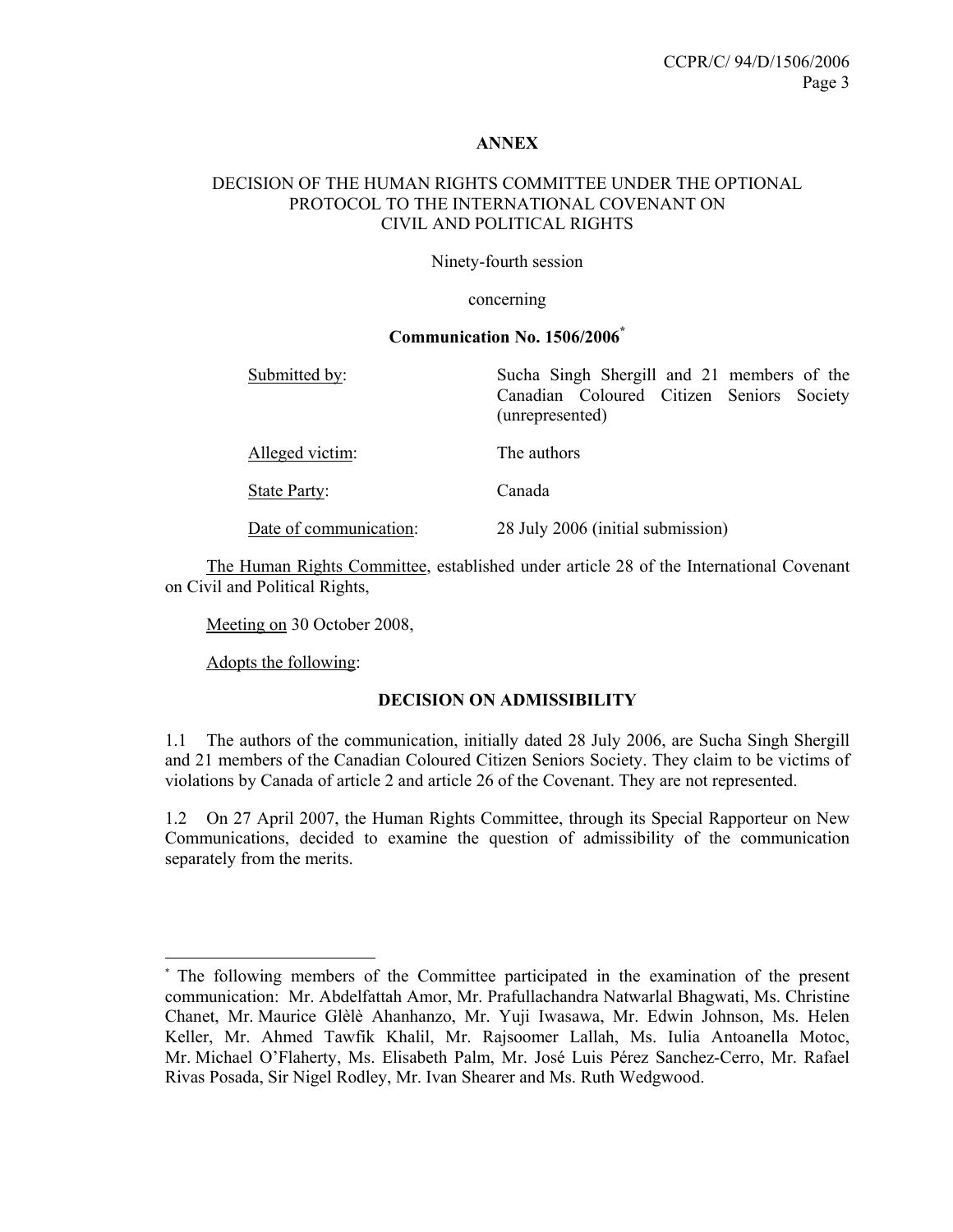**ANNEX**

DECISION OF THE HUMAN RIGHTS COMMITTEE UNDER THE OPTIONAL PROTOCOL TO THE INTERNATIONAL COVENANT ON CIVIL AND POLITICAL RIGHTS

Ninety-fourth session

concerning

**Communication No. 1506/2006**[*]

| | |
|---|---|
| Submitted by: | Sucha Singh Shergill and 21 members of the Canadian Coloured Citizen Seniors Society (unrepresented) |
| Alleged victim: | The authors |
| State Party: | Canada |
| Date of communication: | 28 July 2006 (initial submission) |

The Human Rights Committee, established under article 28 of the International Covenant on Civil and Political Rights,

Meeting on 30 October 2008,

Adopts the following:

**DECISION ON ADMISSIBILITY**

1.1 The authors of the communication, initially dated 28 July 2006, are Sucha Singh Shergill and 21 members of the Canadian Coloured Citizen Seniors Society. They claim to be victims of violations by Canada of article 2 and article 26 of the Covenant. They are not represented.

1.2 On 27 April 2007, the Human Rights Committee, through its Special Rapporteur on New Communications, decided to examine the question of admissibility of the communication separately from the merits.

---

[*] The following members of the Committee participated in the examination of the present communication: Mr. Abdelfattah Amor, Mr. Prafullachandra Natwarlal Bhagwati, Ms. Christine Chanet, Mr. Maurice Glèlè Ahanhanzo, Mr. Yuji Iwasawa, Mr. Edwin Johnson, Ms. Helen Keller, Mr. Ahmed Tawfik Khalil, Mr. Rajsoomer Lallah, Ms. Iulia Antoanella Motoc, Mr. Michael O'Flaherty, Ms. Elisabeth Palm, Mr. José Luis Pérez Sanchez-Cerro, Mr. Rafael Rivas Posada, Sir Nigel Rodley, Mr. Ivan Shearer and Ms. Ruth Wedgwood.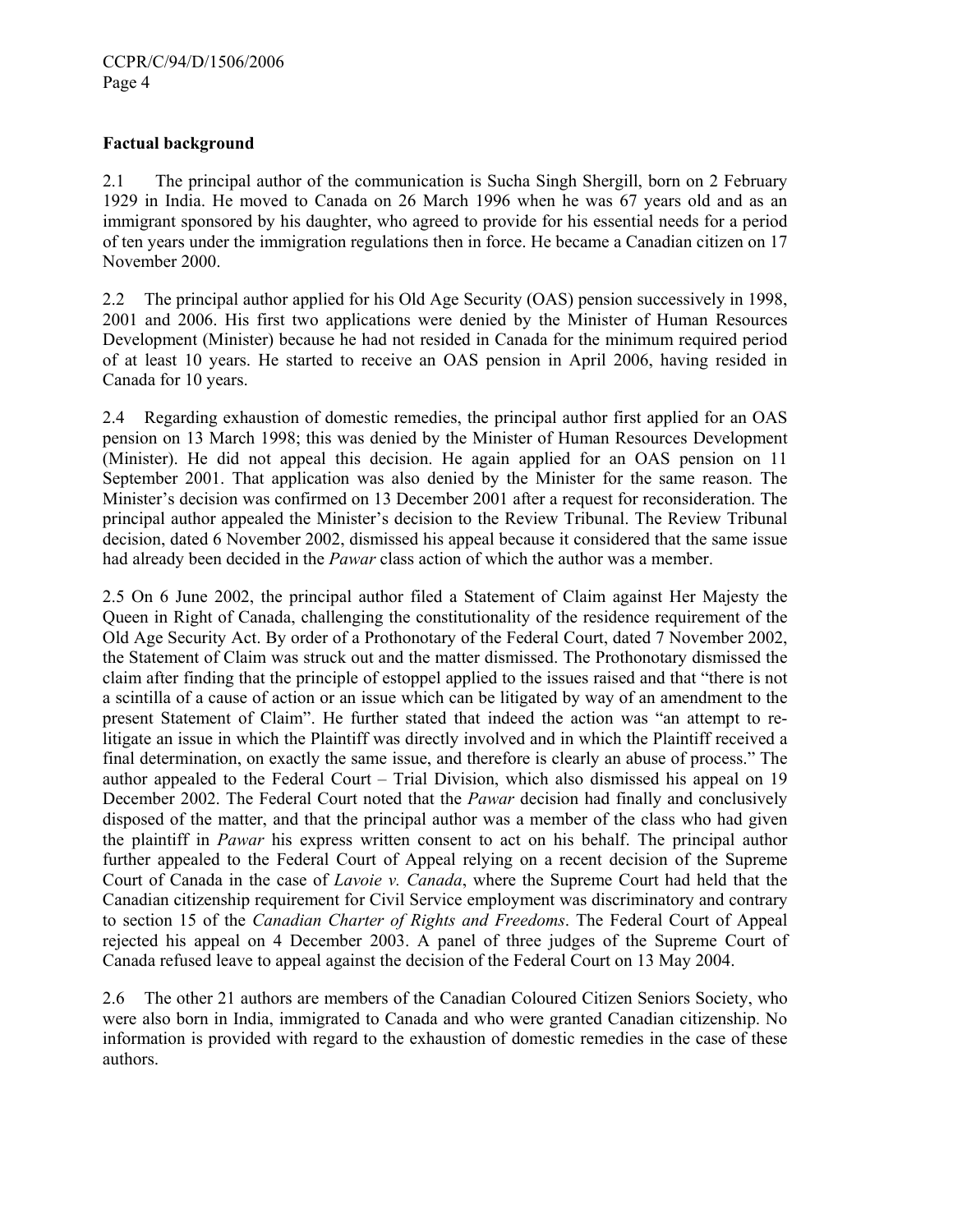**Factual background**

2.1 The principal author of the communication is Sucha Singh Shergill, born on 2 February 1929 in India. He moved to Canada on 26 March 1996 when he was 67 years old and as an immigrant sponsored by his daughter, who agreed to provide for his essential needs for a period of ten years under the immigration regulations then in force. He became a Canadian citizen on 17 November 2000.

2.2 The principal author applied for his Old Age Security (OAS) pension successively in 1998, 2001 and 2006. His first two applications were denied by the Minister of Human Resources Development (Minister) because he had not resided in Canada for the minimum required period of at least 10 years. He started to receive an OAS pension in April 2006, having resided in Canada for 10 years.

2.4 Regarding exhaustion of domestic remedies, the principal author first applied for an OAS pension on 13 March 1998; this was denied by the Minister of Human Resources Development (Minister). He did not appeal this decision. He again applied for an OAS pension on 11 September 2001. That application was also denied by the Minister for the same reason. The Minister's decision was confirmed on 13 December 2001 after a request for reconsideration. The principal author appealed the Minister's decision to the Review Tribunal. The Review Tribunal decision, dated 6 November 2002, dismissed his appeal because it considered that the same issue had already been decided in the *Pawar* class action of which the author was a member.

2.5 On 6 June 2002, the principal author filed a Statement of Claim against Her Majesty the Queen in Right of Canada, challenging the constitutionality of the residence requirement of the Old Age Security Act. By order of a Prothonotary of the Federal Court, dated 7 November 2002, the Statement of Claim was struck out and the matter dismissed. The Prothonotary dismissed the claim after finding that the principle of estoppel applied to the issues raised and that "there is not a scintilla of a cause of action or an issue which can be litigated by way of an amendment to the present Statement of Claim". He further stated that indeed the action was "an attempt to re-litigate an issue in which the Plaintiff was directly involved and in which the Plaintiff received a final determination, on exactly the same issue, and therefore is clearly an abuse of process." The author appealed to the Federal Court – Trial Division, which also dismissed his appeal on 19 December 2002. The Federal Court noted that the *Pawar* decision had finally and conclusively disposed of the matter, and that the principal author was a member of the class who had given the plaintiff in *Pawar* his express written consent to act on his behalf. The principal author further appealed to the Federal Court of Appeal relying on a recent decision of the Supreme Court of Canada in the case of *Lavoie v. Canada*, where the Supreme Court had held that the Canadian citizenship requirement for Civil Service employment was discriminatory and contrary to section 15 of the *Canadian Charter of Rights and Freedoms*. The Federal Court of Appeal rejected his appeal on 4 December 2003. A panel of three judges of the Supreme Court of Canada refused leave to appeal against the decision of the Federal Court on 13 May 2004.

2.6 The other 21 authors are members of the Canadian Coloured Citizen Seniors Society, who were also born in India, immigrated to Canada and who were granted Canadian citizenship. No information is provided with regard to the exhaustion of domestic remedies in the case of these authors.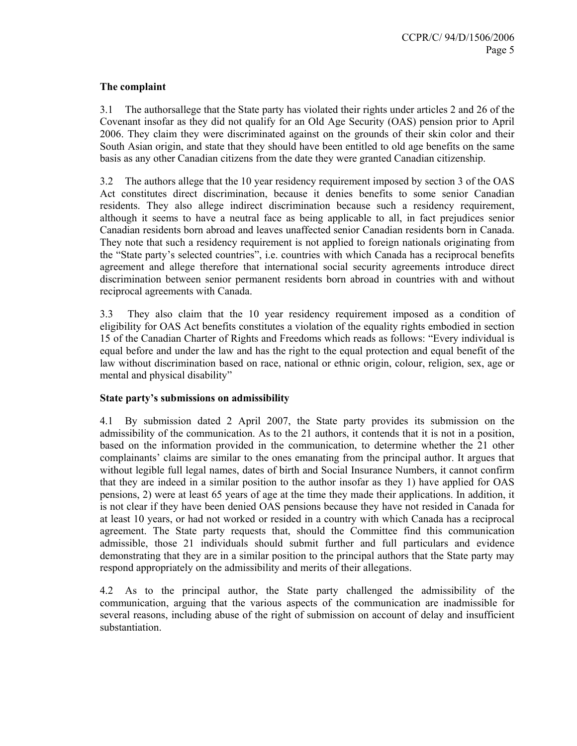**The complaint**

3.1 The authorsallege that the State party has violated their rights under articles 2 and 26 of the Covenant insofar as they did not qualify for an Old Age Security (OAS) pension prior to April 2006. They claim they were discriminated against on the grounds of their skin color and their South Asian origin, and state that they should have been entitled to old age benefits on the same basis as any other Canadian citizens from the date they were granted Canadian citizenship.

3.2 The authors allege that the 10 year residency requirement imposed by section 3 of the OAS Act constitutes direct discrimination, because it denies benefits to some senior Canadian residents. They also allege indirect discrimination because such a residency requirement, although it seems to have a neutral face as being applicable to all, in fact prejudices senior Canadian residents born abroad and leaves unaffected senior Canadian residents born in Canada. They note that such a residency requirement is not applied to foreign nationals originating from the "State party's selected countries", i.e. countries with which Canada has a reciprocal benefits agreement and allege therefore that international social security agreements introduce direct discrimination between senior permanent residents born abroad in countries with and without reciprocal agreements with Canada.

3.3 They also claim that the 10 year residency requirement imposed as a condition of eligibility for OAS Act benefits constitutes a violation of the equality rights embodied in section 15 of the Canadian Charter of Rights and Freedoms which reads as follows: "Every individual is equal before and under the law and has the right to the equal protection and equal benefit of the law without discrimination based on race, national or ethnic origin, colour, religion, sex, age or mental and physical disability"

**State party's submissions on admissibility**

4.1 By submission dated 2 April 2007, the State party provides its submission on the admissibility of the communication. As to the 21 authors, it contends that it is not in a position, based on the information provided in the communication, to determine whether the 21 other complainants' claims are similar to the ones emanating from the principal author. It argues that without legible full legal names, dates of birth and Social Insurance Numbers, it cannot confirm that they are indeed in a similar position to the author insofar as they 1) have applied for OAS pensions, 2) were at least 65 years of age at the time they made their applications. In addition, it is not clear if they have been denied OAS pensions because they have not resided in Canada for at least 10 years, or had not worked or resided in a country with which Canada has a reciprocal agreement. The State party requests that, should the Committee find this communication admissible, those 21 individuals should submit further and full particulars and evidence demonstrating that they are in a similar position to the principal authors that the State party may respond appropriately on the admissibility and merits of their allegations.

4.2 As to the principal author, the State party challenged the admissibility of the communication, arguing that the various aspects of the communication are inadmissible for several reasons, including abuse of the right of submission on account of delay and insufficient substantiation.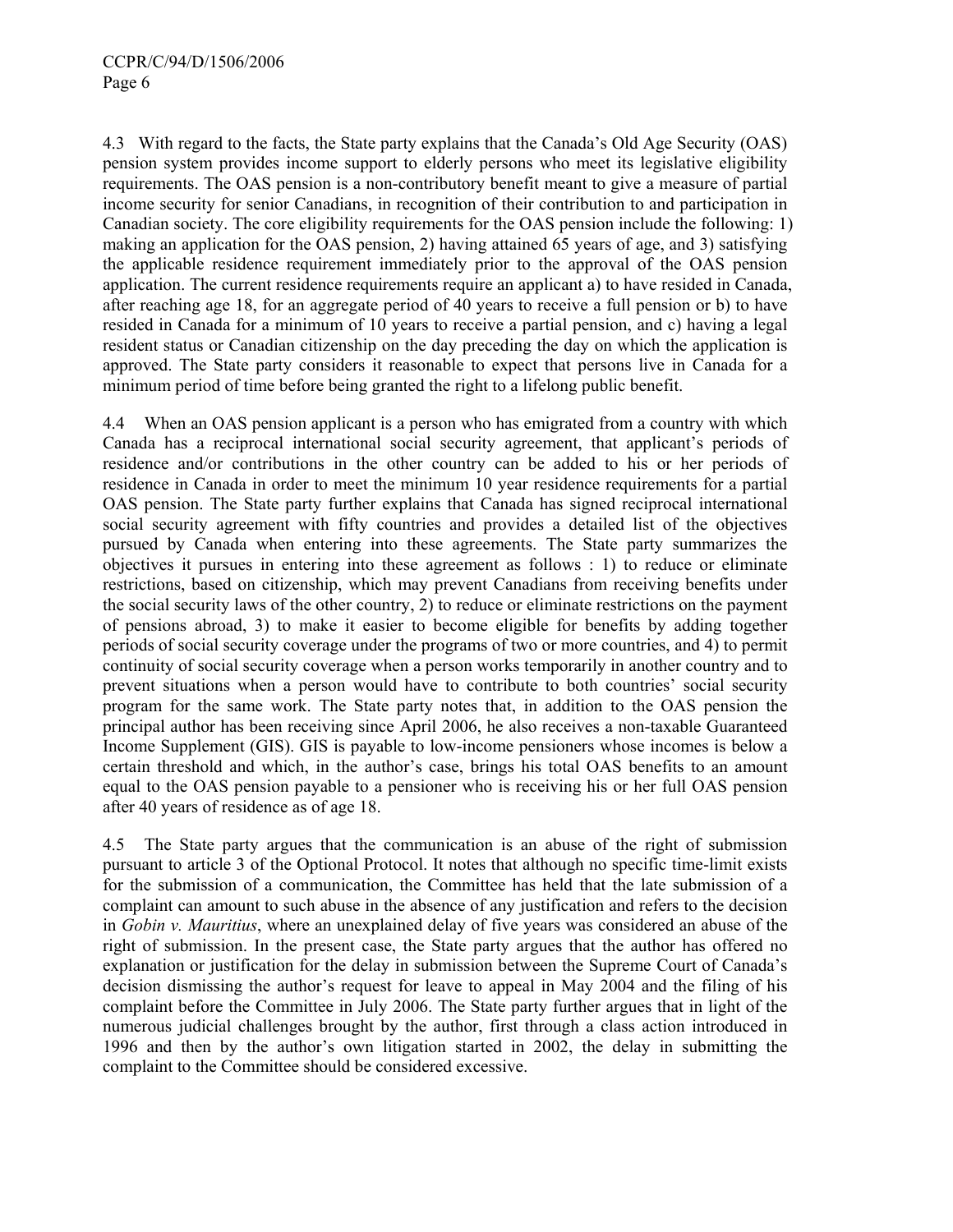4.3 With regard to the facts, the State party explains that the Canada's Old Age Security (OAS) pension system provides income support to elderly persons who meet its legislative eligibility requirements. The OAS pension is a non-contributory benefit meant to give a measure of partial income security for senior Canadians, in recognition of their contribution to and participation in Canadian society. The core eligibility requirements for the OAS pension include the following: 1) making an application for the OAS pension, 2) having attained 65 years of age, and 3) satisfying the applicable residence requirement immediately prior to the approval of the OAS pension application. The current residence requirements require an applicant a) to have resided in Canada, after reaching age 18, for an aggregate period of 40 years to receive a full pension or b) to have resided in Canada for a minimum of 10 years to receive a partial pension, and c) having a legal resident status or Canadian citizenship on the day preceding the day on which the application is approved. The State party considers it reasonable to expect that persons live in Canada for a minimum period of time before being granted the right to a lifelong public benefit.

4.4 When an OAS pension applicant is a person who has emigrated from a country with which Canada has a reciprocal international social security agreement, that applicant's periods of residence and/or contributions in the other country can be added to his or her periods of residence in Canada in order to meet the minimum 10 year residence requirements for a partial OAS pension. The State party further explains that Canada has signed reciprocal international social security agreement with fifty countries and provides a detailed list of the objectives pursued by Canada when entering into these agreements. The State party summarizes the objectives it pursues in entering into these agreement as follows : 1) to reduce or eliminate restrictions, based on citizenship, which may prevent Canadians from receiving benefits under the social security laws of the other country, 2) to reduce or eliminate restrictions on the payment of pensions abroad, 3) to make it easier to become eligible for benefits by adding together periods of social security coverage under the programs of two or more countries, and 4) to permit continuity of social security coverage when a person works temporarily in another country and to prevent situations when a person would have to contribute to both countries' social security program for the same work. The State party notes that, in addition to the OAS pension the principal author has been receiving since April 2006, he also receives a non-taxable Guaranteed Income Supplement (GIS). GIS is payable to low-income pensioners whose incomes is below a certain threshold and which, in the author's case, brings his total OAS benefits to an amount equal to the OAS pension payable to a pensioner who is receiving his or her full OAS pension after 40 years of residence as of age 18.

4.5 The State party argues that the communication is an abuse of the right of submission pursuant to article 3 of the Optional Protocol. It notes that although no specific time-limit exists for the submission of a communication, the Committee has held that the late submission of a complaint can amount to such abuse in the absence of any justification and refers to the decision in *Gobin v. Mauritius*, where an unexplained delay of five years was considered an abuse of the right of submission. In the present case, the State party argues that the author has offered no explanation or justification for the delay in submission between the Supreme Court of Canada's decision dismissing the author's request for leave to appeal in May 2004 and the filing of his complaint before the Committee in July 2006. The State party further argues that in light of the numerous judicial challenges brought by the author, first through a class action introduced in 1996 and then by the author's own litigation started in 2002, the delay in submitting the complaint to the Committee should be considered excessive.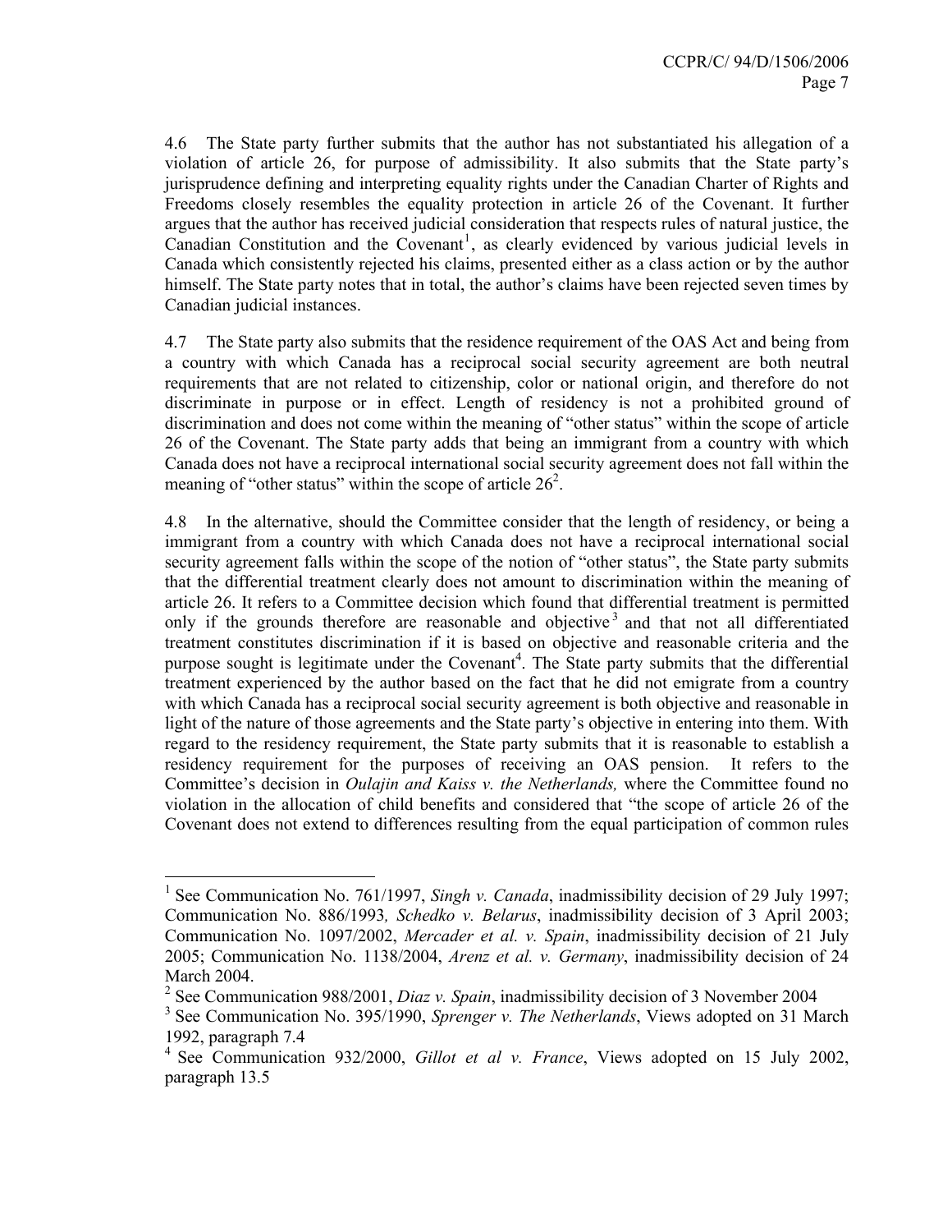4.6 The State party further submits that the author has not substantiated his allegation of a violation of article 26, for purpose of admissibility. It also submits that the State party's jurisprudence defining and interpreting equality rights under the Canadian Charter of Rights and Freedoms closely resembles the equality protection in article 26 of the Covenant. It further argues that the author has received judicial consideration that respects rules of natural justice, the Canadian Constitution and the Covenant[1], as clearly evidenced by various judicial levels in Canada which consistently rejected his claims, presented either as a class action or by the author himself. The State party notes that in total, the author's claims have been rejected seven times by Canadian judicial instances.

4.7 The State party also submits that the residence requirement of the OAS Act and being from a country with which Canada has a reciprocal social security agreement are both neutral requirements that are not related to citizenship, color or national origin, and therefore do not discriminate in purpose or in effect. Length of residency is not a prohibited ground of discrimination and does not come within the meaning of "other status" within the scope of article 26 of the Covenant. The State party adds that being an immigrant from a country with which Canada does not have a reciprocal international social security agreement does not fall within the meaning of "other status" within the scope of article 26[2].

4.8 In the alternative, should the Committee consider that the length of residency, or being a immigrant from a country with which Canada does not have a reciprocal international social security agreement falls within the scope of the notion of "other status", the State party submits that the differential treatment clearly does not amount to discrimination within the meaning of article 26. It refers to a Committee decision which found that differential treatment is permitted only if the grounds therefore are reasonable and objective[3] and that not all differentiated treatment constitutes discrimination if it is based on objective and reasonable criteria and the purpose sought is legitimate under the Covenant[4]. The State party submits that the differential treatment experienced by the author based on the fact that he did not emigrate from a country with which Canada has a reciprocal social security agreement is both objective and reasonable in light of the nature of those agreements and the State party's objective in entering into them. With regard to the residency requirement, the State party submits that it is reasonable to establish a residency requirement for the purposes of receiving an OAS pension. It refers to the Committee's decision in *Oulajin and Kaiss v. the Netherlands,* where the Committee found no violation in the allocation of child benefits and considered that "the scope of article 26 of the Covenant does not extend to differences resulting from the equal participation of common rules

---

[1] See Communication No. 761/1997, *Singh v. Canada*, inadmissibility decision of 29 July 1997; Communication No. 886/1993*, Schedko v. Belarus*, inadmissibility decision of 3 April 2003; Communication No. 1097/2002, *Mercader et al. v. Spain*, inadmissibility decision of 21 July 2005; Communication No. 1138/2004, *Arenz et al. v. Germany*, inadmissibility decision of 24 March 2004.

[2] See Communication 988/2001, *Diaz v. Spain*, inadmissibility decision of 3 November 2004

[3] See Communication No. 395/1990, *Sprenger v. The Netherlands*, Views adopted on 31 March 1992, paragraph 7.4

[4] See Communication 932/2000, *Gillot et al v. France*, Views adopted on 15 July 2002, paragraph 13.5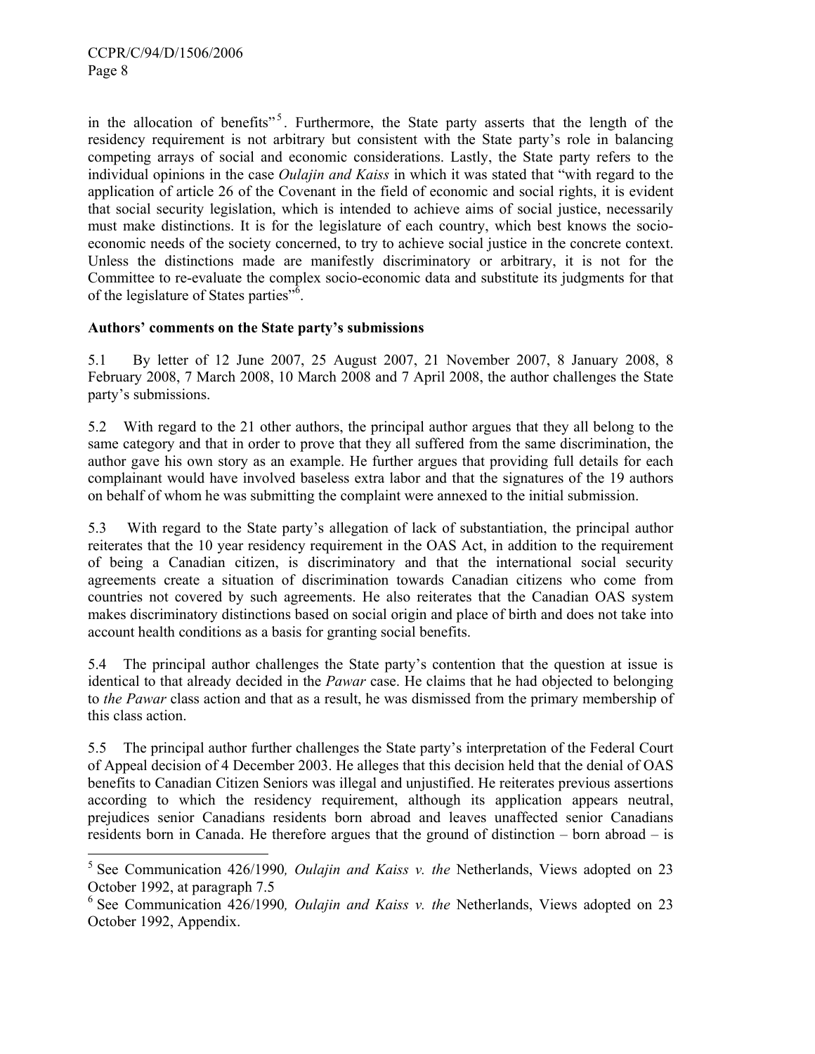in the allocation of benefits"[5]. Furthermore, the State party asserts that the length of the residency requirement is not arbitrary but consistent with the State party's role in balancing competing arrays of social and economic considerations. Lastly, the State party refers to the individual opinions in the case *Oulajin and Kaiss* in which it was stated that "with regard to the application of article 26 of the Covenant in the field of economic and social rights, it is evident that social security legislation, which is intended to achieve aims of social justice, necessarily must make distinctions. It is for the legislature of each country, which best knows the socio-economic needs of the society concerned, to try to achieve social justice in the concrete context. Unless the distinctions made are manifestly discriminatory or arbitrary, it is not for the Committee to re-evaluate the complex socio-economic data and substitute its judgments for that of the legislature of States parties"[6].

**Authors' comments on the State party's submissions**

5.1 By letter of 12 June 2007, 25 August 2007, 21 November 2007, 8 January 2008, 8 February 2008, 7 March 2008, 10 March 2008 and 7 April 2008, the author challenges the State party's submissions.

5.2 With regard to the 21 other authors, the principal author argues that they all belong to the same category and that in order to prove that they all suffered from the same discrimination, the author gave his own story as an example. He further argues that providing full details for each complainant would have involved baseless extra labor and that the signatures of the 19 authors on behalf of whom he was submitting the complaint were annexed to the initial submission.

5.3 With regard to the State party's allegation of lack of substantiation, the principal author reiterates that the 10 year residency requirement in the OAS Act, in addition to the requirement of being a Canadian citizen, is discriminatory and that the international social security agreements create a situation of discrimination towards Canadian citizens who come from countries not covered by such agreements. He also reiterates that the Canadian OAS system makes discriminatory distinctions based on social origin and place of birth and does not take into account health conditions as a basis for granting social benefits.

5.4 The principal author challenges the State party's contention that the question at issue is identical to that already decided in the *Pawar* case. He claims that he had objected to belonging to *the Pawar* class action and that as a result, he was dismissed from the primary membership of this class action.

5.5 The principal author further challenges the State party's interpretation of the Federal Court of Appeal decision of 4 December 2003. He alleges that this decision held that the denial of OAS benefits to Canadian Citizen Seniors was illegal and unjustified. He reiterates previous assertions according to which the residency requirement, although its application appears neutral, prejudices senior Canadians residents born abroad and leaves unaffected senior Canadians residents born in Canada. He therefore argues that the ground of distinction – born abroad – is

---

[5] See Communication 426/1990*, Oulajin and Kaiss v. the* Netherlands, Views adopted on 23 October 1992, at paragraph 7.5

[6] See Communication 426/1990*, Oulajin and Kaiss v. the* Netherlands, Views adopted on 23 October 1992, Appendix.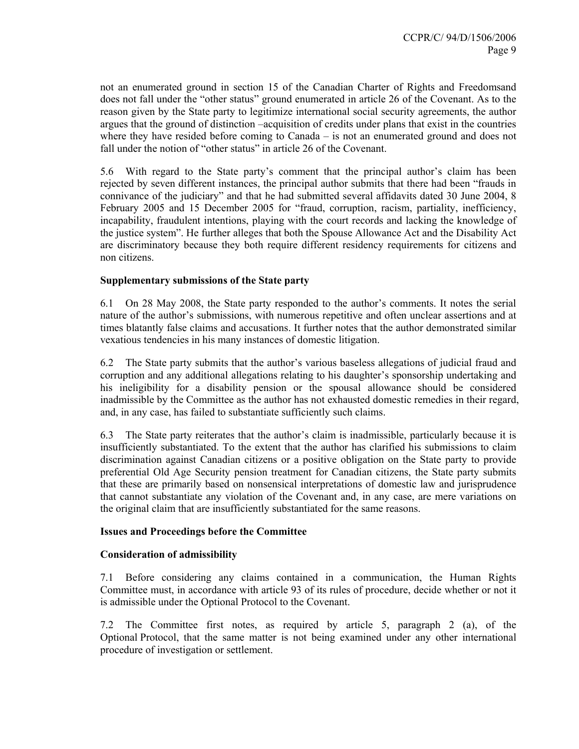not an enumerated ground in section 15 of the Canadian Charter of Rights and Freedomsand does not fall under the "other status" ground enumerated in article 26 of the Covenant. As to the reason given by the State party to legitimize international social security agreements, the author argues that the ground of distinction –acquisition of credits under plans that exist in the countries where they have resided before coming to Canada – is not an enumerated ground and does not fall under the notion of "other status" in article 26 of the Covenant.

5.6 With regard to the State party's comment that the principal author's claim has been rejected by seven different instances, the principal author submits that there had been "frauds in connivance of the judiciary" and that he had submitted several affidavits dated 30 June 2004, 8 February 2005 and 15 December 2005 for "fraud, corruption, racism, partiality, inefficiency, incapability, fraudulent intentions, playing with the court records and lacking the knowledge of the justice system". He further alleges that both the Spouse Allowance Act and the Disability Act are discriminatory because they both require different residency requirements for citizens and non citizens.

**Supplementary submissions of the State party**

6.1 On 28 May 2008, the State party responded to the author's comments. It notes the serial nature of the author's submissions, with numerous repetitive and often unclear assertions and at times blatantly false claims and accusations. It further notes that the author demonstrated similar vexatious tendencies in his many instances of domestic litigation.

6.2 The State party submits that the author's various baseless allegations of judicial fraud and corruption and any additional allegations relating to his daughter's sponsorship undertaking and his ineligibility for a disability pension or the spousal allowance should be considered inadmissible by the Committee as the author has not exhausted domestic remedies in their regard, and, in any case, has failed to substantiate sufficiently such claims.

6.3 The State party reiterates that the author's claim is inadmissible, particularly because it is insufficiently substantiated. To the extent that the author has clarified his submissions to claim discrimination against Canadian citizens or a positive obligation on the State party to provide preferential Old Age Security pension treatment for Canadian citizens, the State party submits that these are primarily based on nonsensical interpretations of domestic law and jurisprudence that cannot substantiate any violation of the Covenant and, in any case, are mere variations on the original claim that are insufficiently substantiated for the same reasons.

**Issues and Proceedings before the Committee**

**Consideration of admissibility**

7.1 Before considering any claims contained in a communication, the Human Rights Committee must, in accordance with article 93 of its rules of procedure, decide whether or not it is admissible under the Optional Protocol to the Covenant.

7.2 The Committee first notes, as required by article 5, paragraph 2 (a), of the Optional Protocol, that the same matter is not being examined under any other international procedure of investigation or settlement.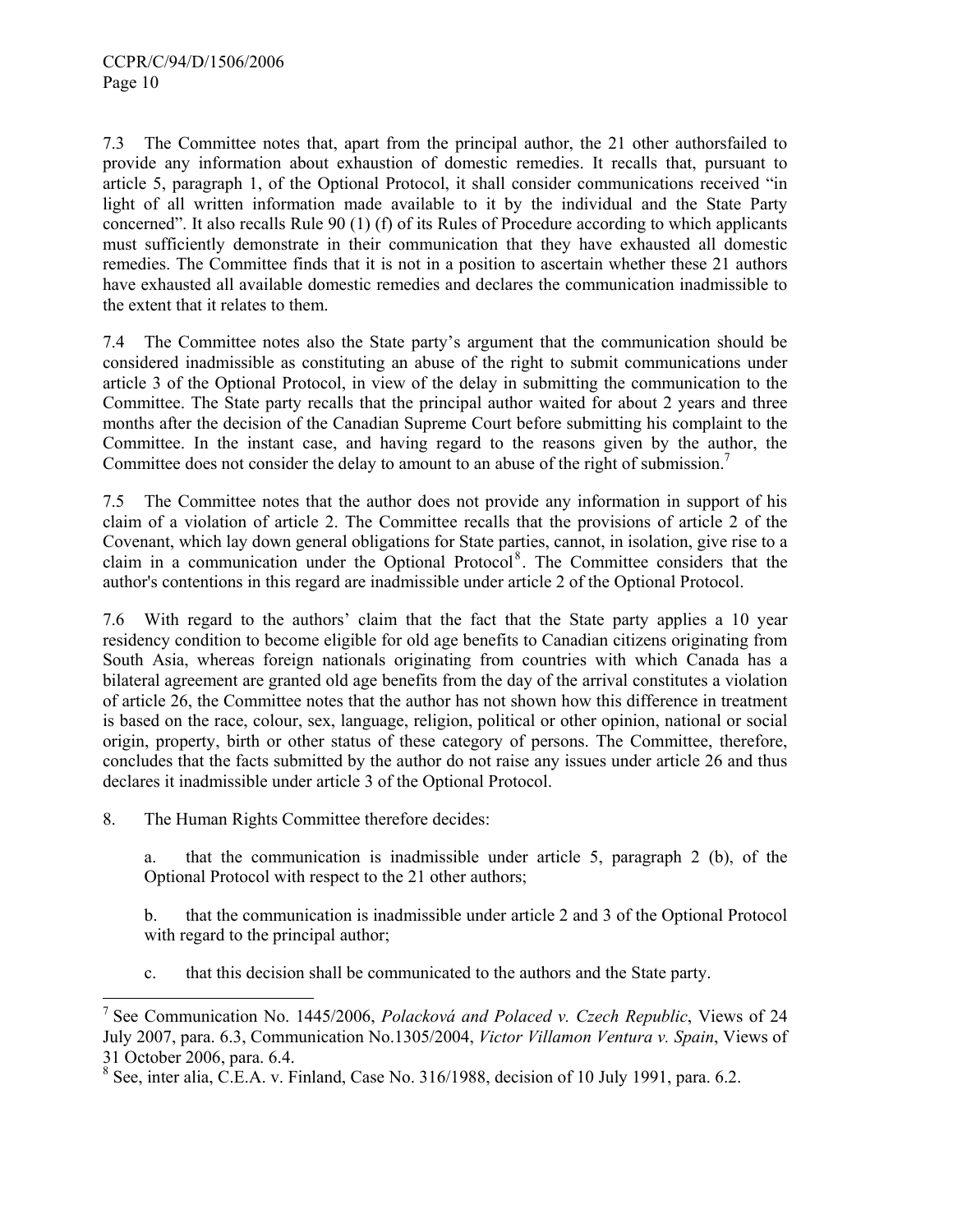7.3 The Committee notes that, apart from the principal author, the 21 other authorsfailed to provide any information about exhaustion of domestic remedies. It recalls that, pursuant to article 5, paragraph 1, of the Optional Protocol, it shall consider communications received "in light of all written information made available to it by the individual and the State Party concerned". It also recalls Rule 90 (1) (f) of its Rules of Procedure according to which applicants must sufficiently demonstrate in their communication that they have exhausted all domestic remedies. The Committee finds that it is not in a position to ascertain whether these 21 authors have exhausted all available domestic remedies and declares the communication inadmissible to the extent that it relates to them.

7.4 The Committee notes also the State party's argument that the communication should be considered inadmissible as constituting an abuse of the right to submit communications under article 3 of the Optional Protocol, in view of the delay in submitting the communication to the Committee. The State party recalls that the principal author waited for about 2 years and three months after the decision of the Canadian Supreme Court before submitting his complaint to the Committee. In the instant case, and having regard to the reasons given by the author, the Committee does not consider the delay to amount to an abuse of the right of submission.[7]

7.5 The Committee notes that the author does not provide any information in support of his claim of a violation of article 2. The Committee recalls that the provisions of article 2 of the Covenant, which lay down general obligations for State parties, cannot, in isolation, give rise to a claim in a communication under the Optional Protocol[8]. The Committee considers that the author's contentions in this regard are inadmissible under article 2 of the Optional Protocol.

7.6 With regard to the authors' claim that the fact that the State party applies a 10 year residency condition to become eligible for old age benefits to Canadian citizens originating from South Asia, whereas foreign nationals originating from countries with which Canada has a bilateral agreement are granted old age benefits from the day of the arrival constitutes a violation of article 26, the Committee notes that the author has not shown how this difference in treatment is based on the race, colour, sex, language, religion, political or other opinion, national or social origin, property, birth or other status of these category of persons. The Committee, therefore, concludes that the facts submitted by the author do not raise any issues under article 26 and thus declares it inadmissible under article 3 of the Optional Protocol.

8. The Human Rights Committee therefore decides:

a. that the communication is inadmissible under article 5, paragraph 2 (b), of the Optional Protocol with respect to the 21 other authors;

b. that the communication is inadmissible under article 2 and 3 of the Optional Protocol with regard to the principal author;

c. that this decision shall be communicated to the authors and the State party.

---

[7] See Communication No. 1445/2006, *Polacková and Polaced v. Czech Republic*, Views of 24 July 2007, para. 6.3, Communication No.1305/2004, *Victor Villamon Ventura v. Spain*, Views of 31 October 2006, para. 6.4.

[8] See, inter alia, C.E.A. v. Finland, Case No. 316/1988, decision of 10 July 1991, para. 6.2.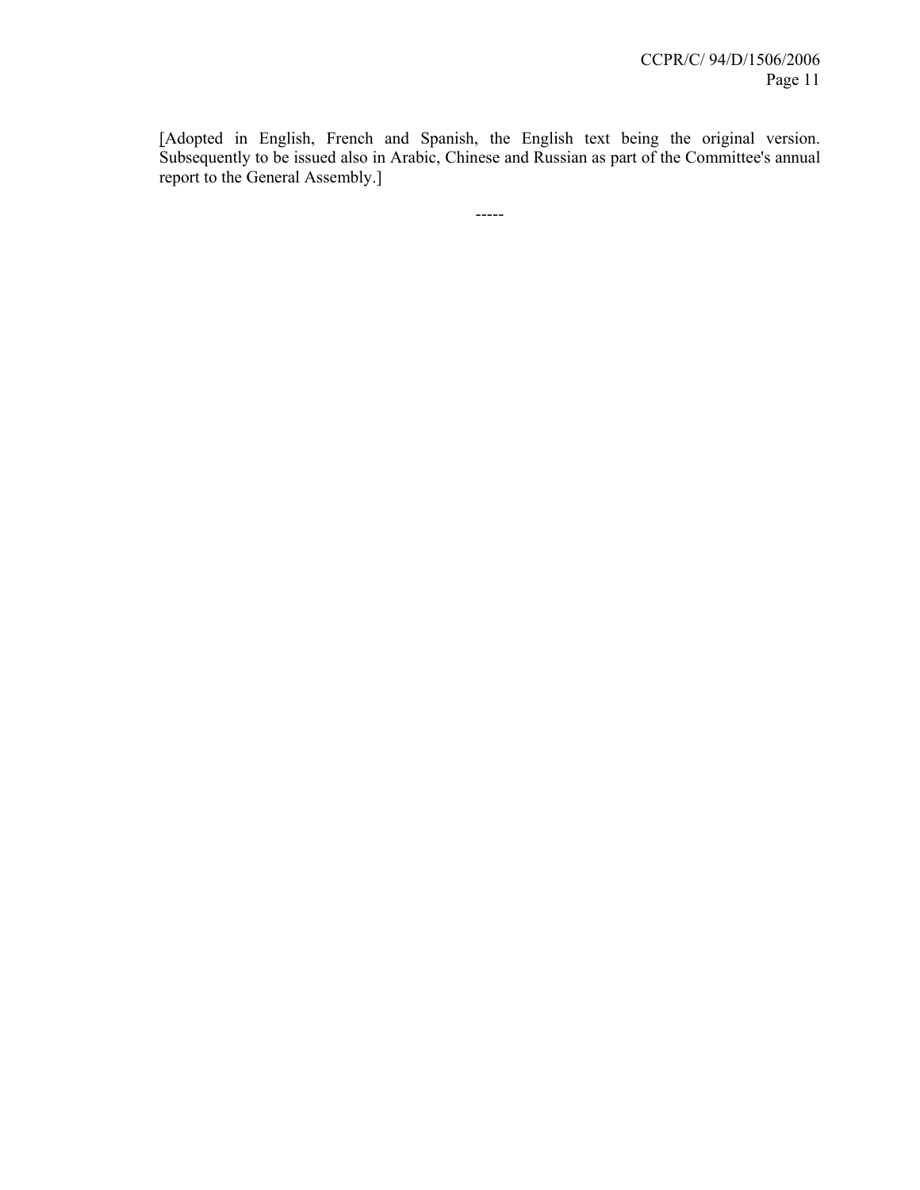[Adopted in English, French and Spanish, the English text being the original version. Subsequently to be issued also in Arabic, Chinese and Russian as part of the Committee's annual report to the General Assembly.]

-----